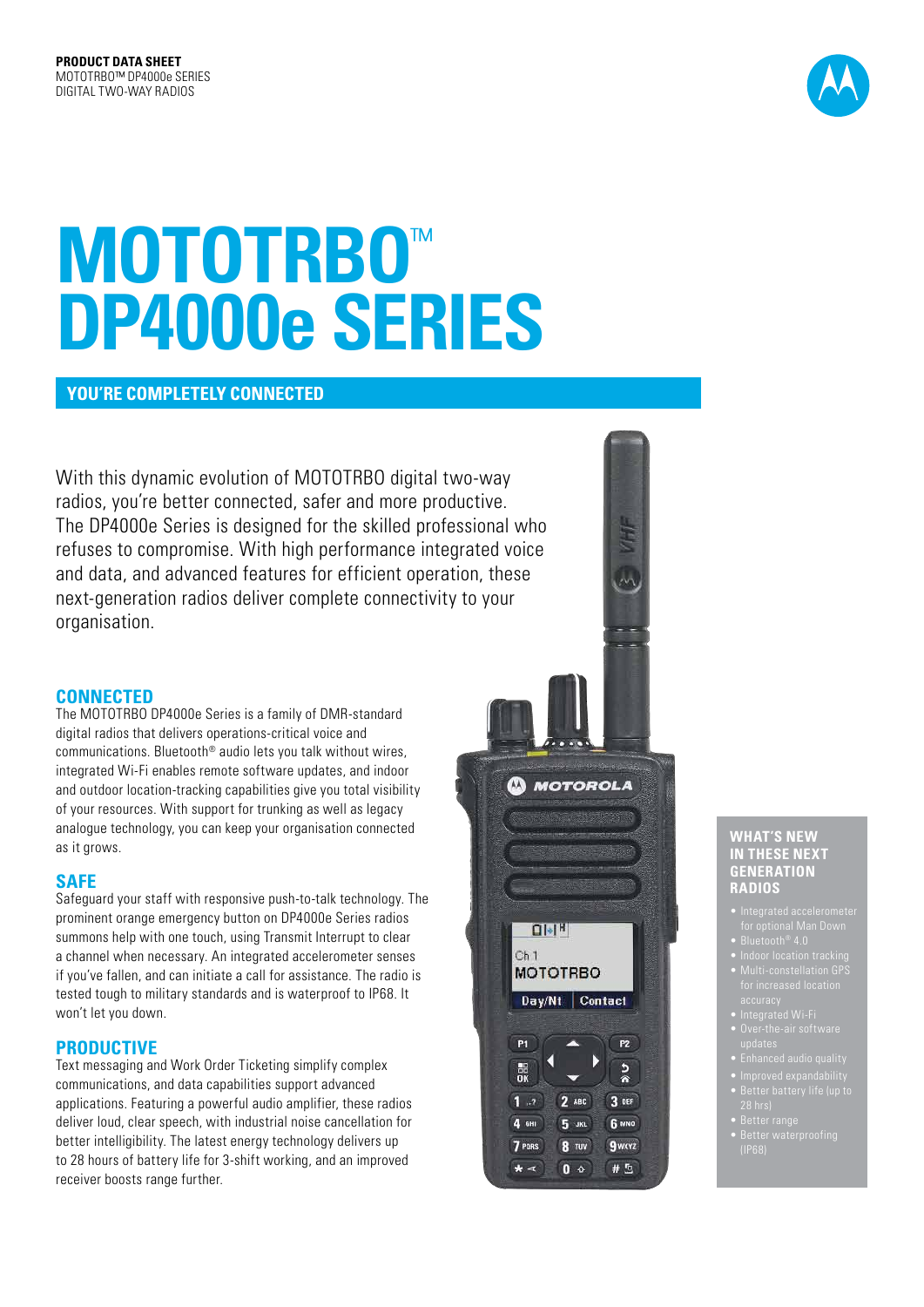**PRODUCT DATA SHEET**
MOTOTRBO™ DP4000e SERIES
DIGITAL TWO-WAY RADIOS

# MOTOTRBO™ DP4000e SERIES

## YOU'RE COMPLETELY CONNECTED

With this dynamic evolution of MOTOTRBO digital two-way radios, you're better connected, safer and more productive. The DP4000e Series is designed for the skilled professional who refuses to compromise. With high performance integrated voice and data, and advanced features for efficient operation, these next-generation radios deliver complete connectivity to your organisation.

### CONNECTED

The MOTOTRBO DP4000e Series is a family of DMR-standard digital radios that delivers operations-critical voice and communications. Bluetooth® audio lets you talk without wires, integrated Wi-Fi enables remote software updates, and indoor and outdoor location-tracking capabilities give you total visibility of your resources. With support for trunking as well as legacy analogue technology, you can keep your organisation connected as it grows.

### SAFE

Safeguard your staff with responsive push-to-talk technology. The prominent orange emergency button on DP4000e Series radios summons help with one touch, using Transmit Interrupt to clear a channel when necessary. An integrated accelerometer senses if you've fallen, and can initiate a call for assistance. The radio is tested tough to military standards and is waterproof to IP68. It won't let you down.

### PRODUCTIVE

Text messaging and Work Order Ticketing simplify complex communications, and data capabilities support advanced applications. Featuring a powerful audio amplifier, these radios deliver loud, clear speech, with industrial noise cancellation for better intelligibility. The latest energy technology delivers up to 28 hours of battery life for 3-shift working, and an improved receiver boosts range further.

### WHAT'S NEW IN THESE NEXT GENERATION RADIOS

- Integrated accelerometer for optional Man Down
- Bluetooth® 4.0
- Indoor location tracking
- Multi-constellation GPS for increased location accuracy
- Integrated Wi-Fi
- Over-the-air software updates
- Enhanced audio quality
- Improved expandability
- Better battery life (up to 28 hrs)
- Better range
- Better waterproofing (IP68)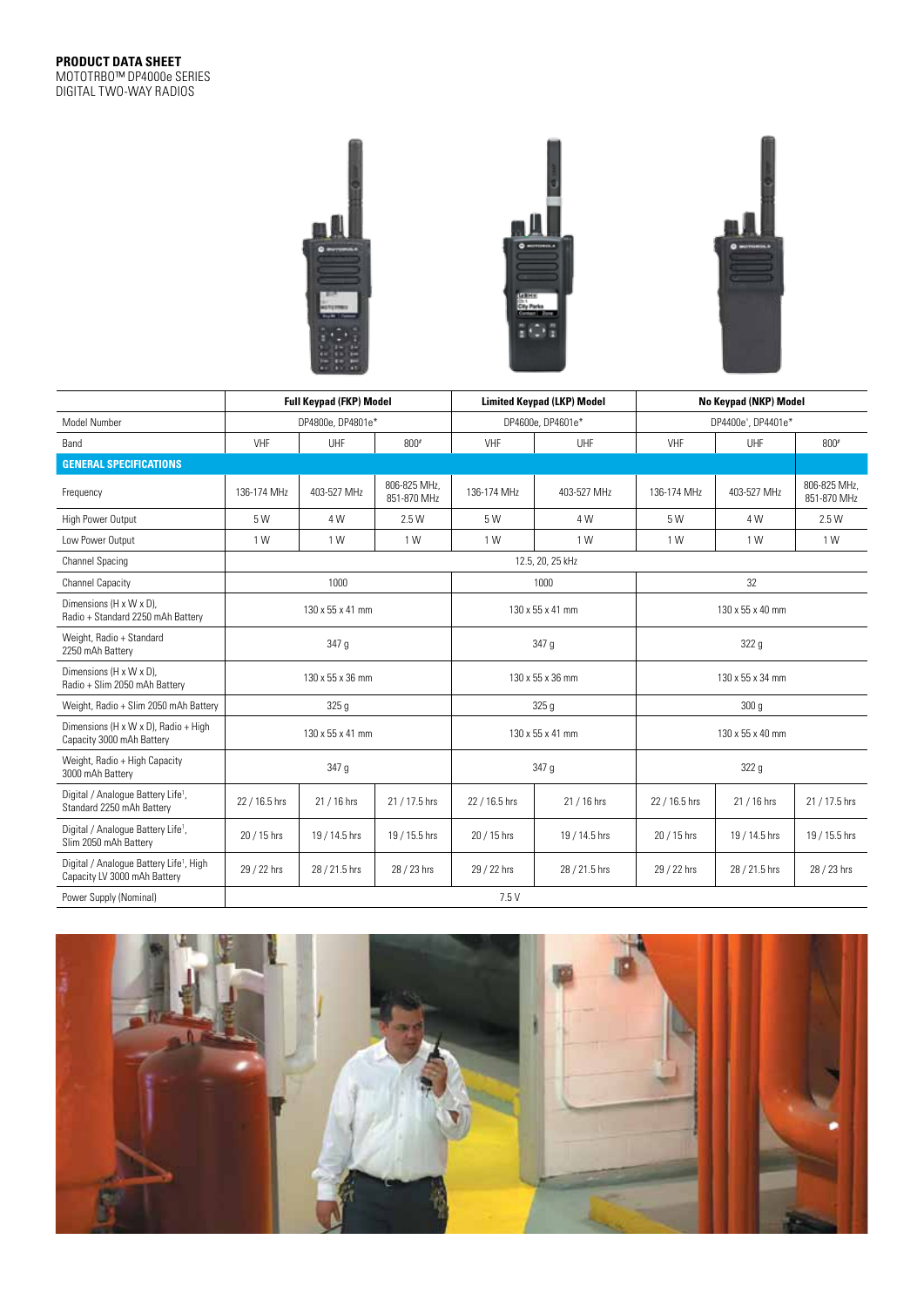**PRODUCT DATA SHEET**
MOTOTRBO™ DP4000e SERIES
DIGITAL TWO-WAY RADIOS

| | Full Keypad (FKP) Model | | | Limited Keypad (LKP) Model | | No Keypad (NKP) Model | | |
|---|---|---|---|---|---|---|---|---|
| Model Number | DP4800e, DP4801e* | | | DP4600e, DP4601e* | | DP4400e*, DP4401e* | | |
| Band | VHF | UHF | 800# | VHF | UHF | VHF | UHF | 800# |
| **GENERAL SPECIFICATIONS** | | | | | | | | |
| Frequency | 136-174 MHz | 403-527 MHz | 806-825 MHz, 851-870 MHz | 136-174 MHz | 403-527 MHz | 136-174 MHz | 403-527 MHz | 806-825 MHz, 851-870 MHz |
| High Power Output | 5 W | 4 W | 2.5 W | 5 W | 4 W | 5 W | 4 W | 2.5 W |
| Low Power Output | 1 W | 1 W | 1 W | 1 W | 1 W | 1 W | 1 W | 1 W |
| Channel Spacing | 12.5, 20, 25 kHz | | | | | | | |
| Channel Capacity | 1000 | | | 1000 | | 32 | | |
| Dimensions (H x W x D), Radio + Standard 2250 mAh Battery | 130 x 55 x 41 mm | | | 130 x 55 x 41 mm | | 130 x 55 x 40 mm | | |
| Weight, Radio + Standard 2250 mAh Battery | 347 g | | | 347 g | | 322 g | | |
| Dimensions (H x W x D), Radio + Slim 2050 mAh Battery | 130 x 55 x 36 mm | | | 130 x 55 x 36 mm | | 130 x 55 x 34 mm | | |
| Weight, Radio + Slim 2050 mAh Battery | 325 g | | | 325 g | | 300 g | | |
| Dimensions (H x W x D), Radio + High Capacity 3000 mAh Battery | 130 x 55 x 41 mm | | | 130 x 55 x 41 mm | | 130 x 55 x 40 mm | | |
| Weight, Radio + High Capacity 3000 mAh Battery | 347 g | | | 347 g | | 322 g | | |
| Digital / Analogue Battery Life[1], Standard 2250 mAh Battery | 22 / 16.5 hrs | 21 / 16 hrs | 21 / 17.5 hrs | 22 / 16.5 hrs | 21 / 16 hrs | 22 / 16.5 hrs | 21 / 16 hrs | 21 / 17.5 hrs |
| Digital / Analogue Battery Life[1], Slim 2050 mAh Battery | 20 / 15 hrs | 19 / 14.5 hrs | 19 / 15.5 hrs | 20 / 15 hrs | 19 / 14.5 hrs | 20 / 15 hrs | 19 / 14.5 hrs | 19 / 15.5 hrs |
| Digital / Analogue Battery Life[1], High Capacity LV 3000 mAh Battery | 29 / 22 hrs | 28 / 21.5 hrs | 28 / 23 hrs | 29 / 22 hrs | 28 / 21.5 hrs | 29 / 22 hrs | 28 / 21.5 hrs | 28 / 23 hrs |
| Power Supply (Nominal) | 7.5 V | | | | | | | |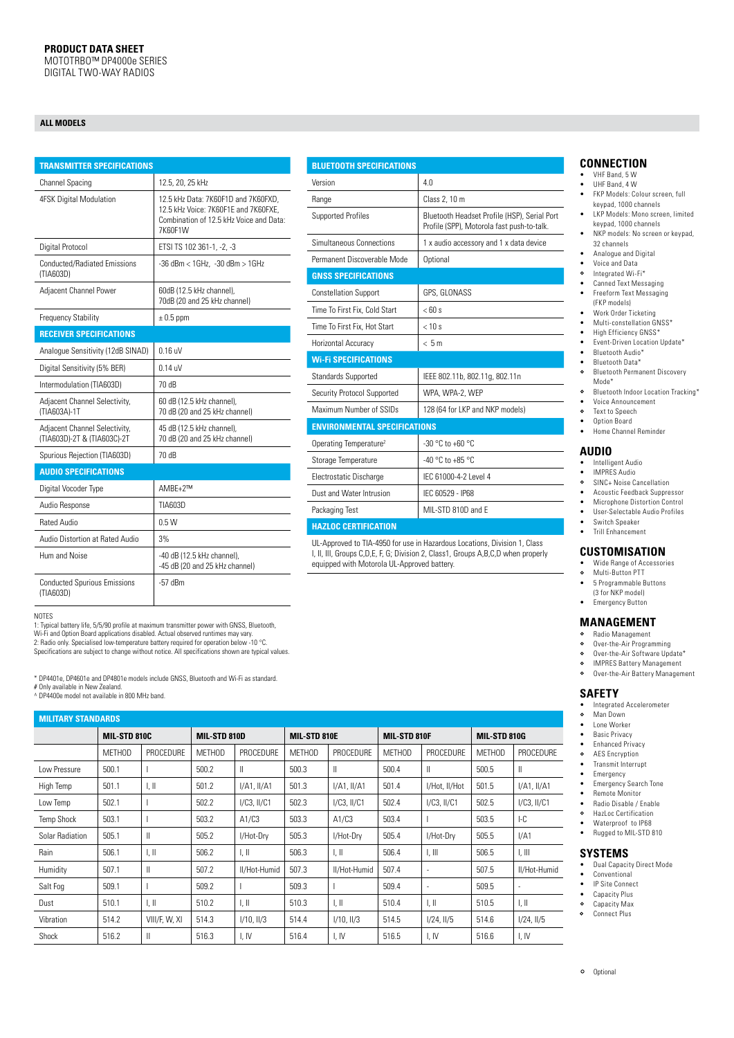**PRODUCT DATA SHEET**
MOTOTRBO™ DP4000e SERIES
DIGITAL TWO-WAY RADIOS

**ALL MODELS**

| TRANSMITTER SPECIFICATIONS | |
|---|---|
| Channel Spacing | 12.5, 20, 25 kHz |
| 4FSK Digital Modulation | 12.5 kHz Data: 7K60F1D and 7K60FXD, 12.5 kHz Voice: 7K60F1E and 7K60FXE, Combination of 12.5 kHz Voice and Data: 7K60F1W |
| Digital Protocol | ETSI TS 102 361-1, -2, -3 |
| Conducted/Radiated Emissions (TIA603D) | -36 dBm < 1GHz, -30 dBm > 1GHz |
| Adjacent Channel Power | 60dB (12.5 kHz channel), 70dB (20 and 25 kHz channel) |
| Frequency Stability | ± 0.5 ppm |
| **RECEIVER SPECIFICATIONS** | |
| Analogue Sensitivity (12dB SINAD) | 0.16 uV |
| Digital Sensitivity (5% BER) | 0.14 uV |
| Intermodulation (TIA603D) | 70 dB |
| Adjacent Channel Selectivity, (TIA603A)-1T | 60 dB (12.5 kHz channel), 70 dB (20 and 25 kHz channel) |
| Adjacent Channel Selectivity, (TIA603D)-2T & (TIA603C)-2T | 45 dB (12.5 kHz channel), 70 dB (20 and 25 kHz channel) |
| Spurious Rejection (TIA603D) | 70 dB |
| **AUDIO SPECIFICATIONS** | |
| Digital Vocoder Type | AMBE+2™ |
| Audio Response | TIA603D |
| Rated Audio | 0.5 W |
| Audio Distortion at Rated Audio | 3% |
| Hum and Noise | -40 dB (12.5 kHz channel), -45 dB (20 and 25 kHz channel) |
| Conducted Spurious Emissions (TIA603D) | -57 dBm |

NOTES
1: Typical battery life, 5/5/90 profile at maximum transmitter power with GNSS, Bluetooth, Wi-Fi and Option Board applications disabled. Actual observed runtimes may vary.
2: Radio only. Specialised low-temperature battery required for operation below -10 °C.
Specifications are subject to change without notice. All specifications shown are typical values.

* DP4401e, DP4601e and DP4801e models include GNSS, Bluetooth and Wi-Fi as standard.
# Only available in New Zealand.
^ DP4400e model not available in 800 MHz band.

| BLUETOOTH SPECIFICATIONS | |
|---|---|
| Version | 4.0 |
| Range | Class 2, 10 m |
| Supported Profiles | Bluetooth Headset Profile (HSP), Serial Port Profile (SPP), Motorola fast push-to-talk. |
| Simultaneous Connections | 1 x audio accessory and 1 x data device |
| Permanent Discoverable Mode | Optional |
| **GNSS SPECIFICATIONS** | |
| Constellation Support | GPS, GLONASS |
| Time To First Fix, Cold Start | < 60 s |
| Time To First Fix, Hot Start | < 10 s |
| Horizontal Accuracy | < 5 m |
| **WI-FI SPECIFICATIONS** | |
| Standards Supported | IEEE 802.11b, 802.11g, 802.11n |
| Security Protocol Supported | WPA, WPA-2, WEP |
| Maximum Number of SSIDs | 128 (64 for LKP and NKP models) |
| **ENVIRONMENTAL SPECIFICATIONS** | |
| Operating Temperature² | -30 °C to +60 °C |
| Storage Temperature | -40 °C to +85 °C |
| Electrostatic Discharge | IEC 61000-4-2 Level 4 |
| Dust and Water Intrusion | IEC 60529 - IP68 |
| Packaging Test | MIL-STD 810D and E |

**HAZLOC CERTIFICATION**

UL-Approved to TIA-4950 for use in Hazardous Locations, Division 1, Class I, II, III, Groups C,D,E, F, G; Division 2, Class1, Groups A,B,C,D when properly equipped with Motorola UL-Approved battery.

## CONNECTION
- VHF Band, 5 W
- UHF Band, 4 W
- FKP Models: Colour screen, full keypad, 1000 channels
- LKP Models: Mono screen, limited keypad, 1000 channels
- NKP models: No screen or keypad, 32 channels
- Analogue and Digital
- Voice and Data
- ◦ Integrated Wi-Fi*
- ◦ Canned Text Messaging
- Freeform Text Messaging (FKP models)
- Work Order Ticketing
- Multi-constellation GNSS*
- High Efficiency GNSS*
- Event-Driven Location Update*
- Bluetooth Audio*
- Bluetooth Data*
- ◦ Bluetooth Permanent Discovery Mode*
- ◦ Bluetooth Indoor Location Tracking*
- Voice Announcement
- ◦ Text to Speech
- ◦ Option Board
- Home Channel Reminder

## AUDIO
- Intelligent Audio
- IMPRES Audio
- ◦ SINC+ Noise Cancellation
- Acoustic Feedback Suppressor
- Microphone Distortion Control
- User-Selectable Audio Profiles
- Switch Speaker
- Trill Enhancement

## CUSTOMISATION
- Wide Range of Accessories
- ◦ Multi-Button PTT
- 5 Programmable Buttons (3 for NKP model)
- Emergency Button

## MANAGEMENT
- ◦ Radio Management
- ◦ Over-the-Air Programming
- ◦ Over-the-Air Software Update*
- ◦ IMPRES Battery Management
- ◦ Over-the-Air Battery Management

## SAFETY
- Integrated Accelerometer
- ◦ Man Down
- ◦ Lone Worker
- Basic Privacy
- ◦ Enhanced Privacy
- ◦ AES Encryption
- ◦ Transmit Interrupt
- Emergency
- Emergency Search Tone
- Remote Monitor
- Radio Disable / Enable
- ◦ HazLoc Certification
- Waterproof to IP68
- Rugged to MIL-STD 810

## SYSTEMS
- Dual Capacity Direct Mode
- Conventional
- ◦ IP Site Connect
- ◦ Capacity Plus
- ◦ Capacity Max
- ◦ Connect Plus

◦ Optional

**MILITARY STANDARDS**

| | MIL-STD 810C | | MIL-STD 810D | | MIL-STD 810E | | MIL-STD 810F | | MIL-STD 810G | |
|---|---|---|---|---|---|---|---|---|---|---|
| | METHOD | PROCEDURE | METHOD | PROCEDURE | METHOD | PROCEDURE | METHOD | PROCEDURE | METHOD | PROCEDURE |
| Low Pressure | 500.1 | I | 500.2 | II | 500.3 | II | 500.4 | II | 500.5 | II |
| High Temp | 501.1 | I, II | 501.2 | I/A1, II/A1 | 501.3 | I/A1, II/A1 | 501.4 | I/Hot, II/Hot | 501.5 | I/A1, II/A1 |
| Low Temp | 502.1 | I | 502.2 | I/C3, II/C1 | 502.3 | I/C3, II/C1 | 502.4 | I/C3, II/C1 | 502.5 | I/C3, II/C1 |
| Temp Shock | 503.1 | I | 503.2 | A1/C3 | 503.3 | A1/C3 | 503.4 | I | 503.5 | I-C |
| Solar Radiation | 505.1 | II | 505.2 | I/Hot-Dry | 505.3 | I/Hot-Dry | 505.4 | I/Hot-Dry | 505.5 | I/A1 |
| Rain | 506.1 | I, II | 506.2 | I, II | 506.3 | I, II | 506.4 | I, III | 506.5 | I, III |
| Humidity | 507.1 | II | 507.2 | II/Hot-Humid | 507.3 | II/Hot-Humid | 507.4 | - | 507.5 | II/Hot-Humid |
| Salt Fog | 509.1 | I | 509.2 | I | 509.3 | I | 509.4 | - | 509.5 | - |
| Dust | 510.1 | I, II | 510.2 | I, II | 510.3 | I, II | 510.4 | I, II | 510.5 | I, II |
| Vibration | 514.2 | VIII/F, W, XI | 514.3 | I/10, II/3 | 514.4 | I/10, II/3 | 514.5 | I/24, II/5 | 514.6 | I/24, II/5 |
| Shock | 516.2 | II | 516.3 | I, IV | 516.4 | I, IV | 516.5 | I, IV | 516.6 | I, IV |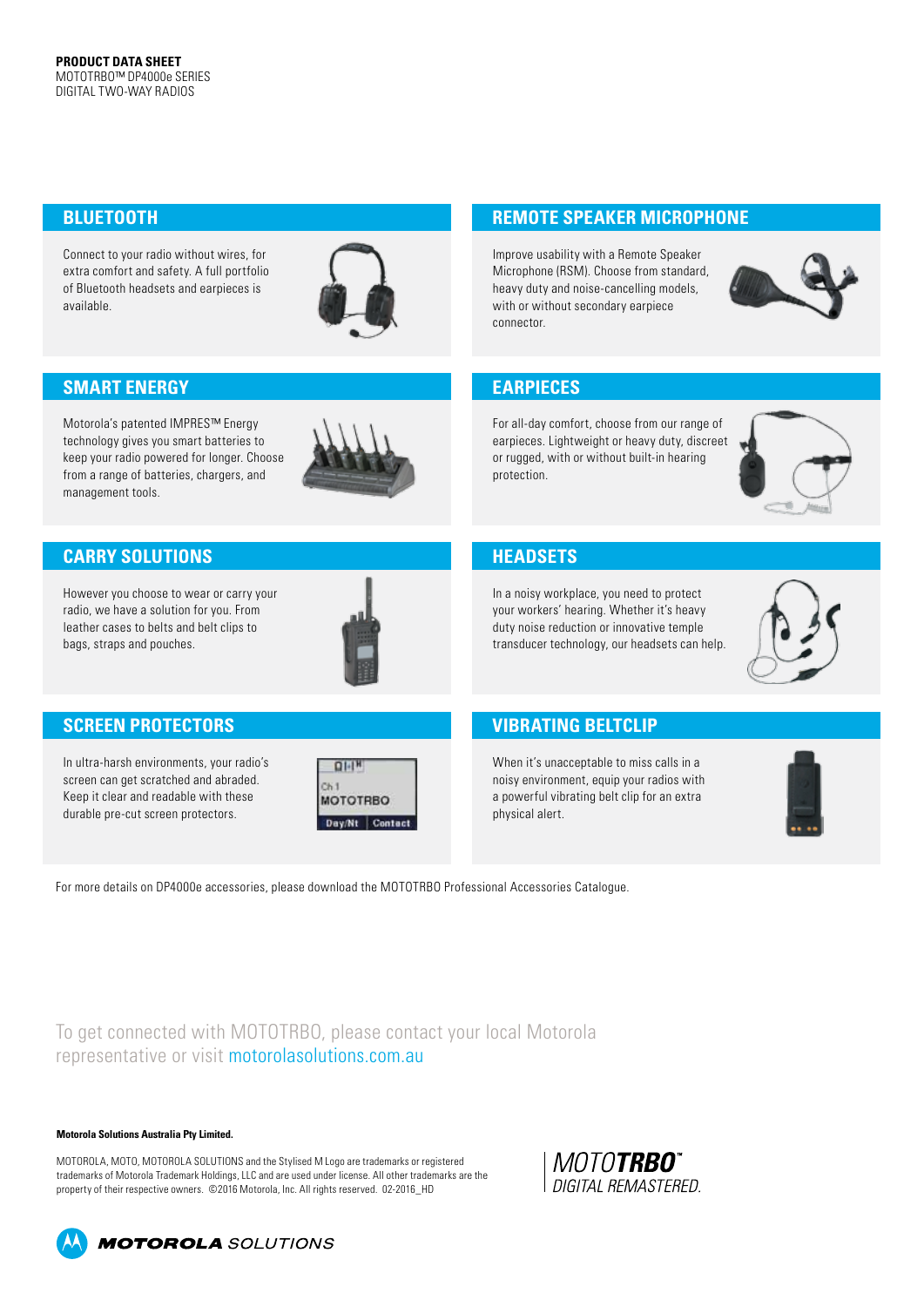## BLUETOOTH

Connect to your radio without wires, for extra comfort and safety. A full portfolio of Bluetooth headsets and earpieces is available.

## REMOTE SPEAKER MICROPHONE

Improve usability with a Remote Speaker Microphone (RSM). Choose from standard, heavy duty and noise-cancelling models, with or without secondary earpiece connector.

## SMART ENERGY

Motorola's patented IMPRES™ Energy technology gives you smart batteries to keep your radio powered for longer. Choose from a range of batteries, chargers, and management tools.

## EARPIECES

For all-day comfort, choose from our range of earpieces. Lightweight or heavy duty, discreet or rugged, with or without built-in hearing protection.

## CARRY SOLUTIONS

However you choose to wear or carry your radio, we have a solution for you. From leather cases to belts and belt clips to bags, straps and pouches.

## HEADSETS

In a noisy workplace, you need to protect your workers' hearing. Whether it's heavy duty noise reduction or innovative temple transducer technology, our headsets can help.

## SCREEN PROTECTORS

In ultra-harsh environments, your radio's screen can get scratched and abraded. Keep it clear and readable with these durable pre-cut screen protectors.

## VIBRATING BELTCLIP

When it's unacceptable to miss calls in a noisy environment, equip your radios with a powerful vibrating belt clip for an extra physical alert.

For more details on DP4000e accessories, please download the MOTOTRBO Professional Accessories Catalogue.

To get connected with MOTOTRBO, please contact your local Motorola representative or visit motorolasolutions.com.au

**Motorola Solutions Australia Pty Limited.**

MOTOROLA, MOTO, MOTOROLA SOLUTIONS and the Stylised M Logo are trademarks or registered trademarks of Motorola Trademark Holdings, LLC and are used under license. All other trademarks are the property of their respective owners. ©2016 Motorola, Inc. All rights reserved. 02-2016_HD

MOTO**TRBO**™ DIGITAL REMASTERED.

MOTOROLA SOLUTIONS